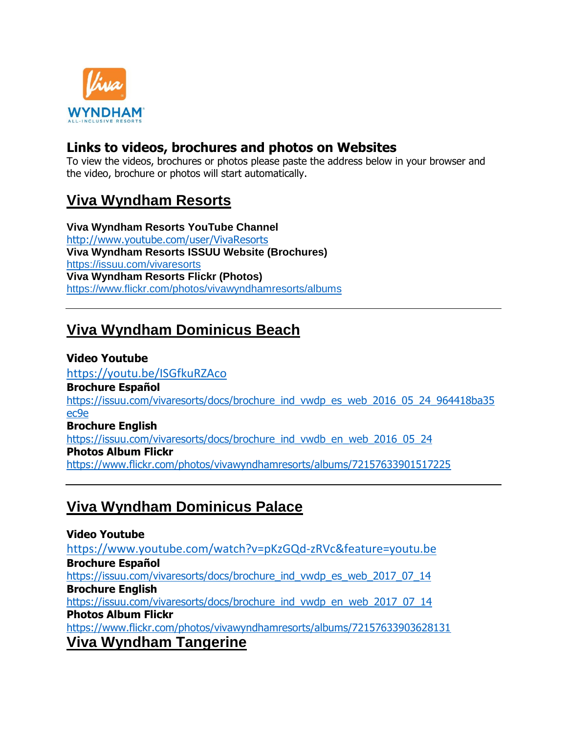## Links to videos, brochures and photos on Websites

To view the videos, brochures or photos please paste the address below in your browser and the video, brochure or photos will start automatically.

# Viva Wyndham Resorts

**Viva Wyndham Resorts YouTube Channel**
http://www.youtube.com/user/VivaResorts
**Viva Wyndham Resorts ISSUU Website (Brochures)**
https://issuu.com/vivaresorts
**Viva Wyndham Resorts Flickr (Photos)**
https://www.flickr.com/photos/vivawyndhamresorts/albums

---

# Viva Wyndham Dominicus Beach

**Video Youtube**
https://youtu.be/ISGfkuRZAco
**Brochure Español**
https://issuu.com/vivaresorts/docs/brochure_ind_vwdp_es_web_2016_05_24_964418ba35ec9e
**Brochure English**
https://issuu.com/vivaresorts/docs/brochure_ind_vwdb_en_web_2016_05_24
**Photos Album Flickr**
https://www.flickr.com/photos/vivawyndhamresorts/albums/72157633901517225

---

# Viva Wyndham Dominicus Palace

**Video Youtube**
https://www.youtube.com/watch?v=pKzGQd-zRVc&feature=youtu.be
**Brochure Español**
https://issuu.com/vivaresorts/docs/brochure_ind_vwdp_es_web_2017_07_14
**Brochure English**
https://issuu.com/vivaresorts/docs/brochure_ind_vwdp_en_web_2017_07_14
**Photos Album Flickr**
https://www.flickr.com/photos/vivawyndhamresorts/albums/72157633903628131

# Viva Wyndham Tangerine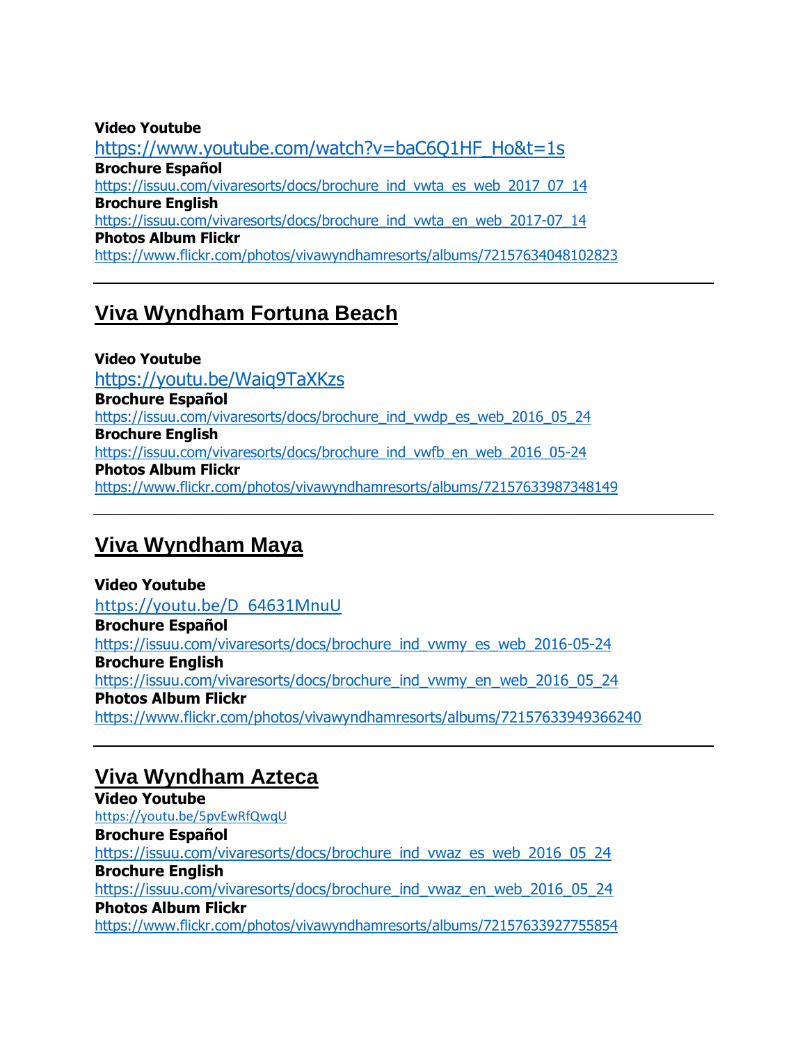**Video Youtube**
https://www.youtube.com/watch?v=baC6Q1HF_Ho&t=1s
**Brochure Español**
https://issuu.com/vivaresorts/docs/brochure_ind_vwta_es_web_2017_07_14
**Brochure English**
https://issuu.com/vivaresorts/docs/brochure_ind_vwta_en_web_2017-07_14
**Photos Album Flickr**
https://www.flickr.com/photos/vivawyndhamresorts/albums/72157634048102823

---

## Viva Wyndham Fortuna Beach

**Video Youtube**
https://youtu.be/Waiq9TaXKzs
**Brochure Español**
https://issuu.com/vivaresorts/docs/brochure_ind_vwdp_es_web_2016_05_24
**Brochure English**
https://issuu.com/vivaresorts/docs/brochure_ind_vwfb_en_web_2016_05-24
**Photos Album Flickr**
https://www.flickr.com/photos/vivawyndhamresorts/albums/72157633987348149

---

## Viva Wyndham Maya

**Video Youtube**
https://youtu.be/D_64631MnuU
**Brochure Español**
https://issuu.com/vivaresorts/docs/brochure_ind_vwmy_es_web_2016-05-24
**Brochure English**
https://issuu.com/vivaresorts/docs/brochure_ind_vwmy_en_web_2016_05_24
**Photos Album Flickr**
https://www.flickr.com/photos/vivawyndhamresorts/albums/72157633949366240

---

## Viva Wyndham Azteca

**Video Youtube**
https://youtu.be/5pvEwRfQwqU
**Brochure Español**
https://issuu.com/vivaresorts/docs/brochure_ind_vwaz_es_web_2016_05_24
**Brochure English**
https://issuu.com/vivaresorts/docs/brochure_ind_vwaz_en_web_2016_05_24
**Photos Album Flickr**
https://www.flickr.com/photos/vivawyndhamresorts/albums/72157633927755854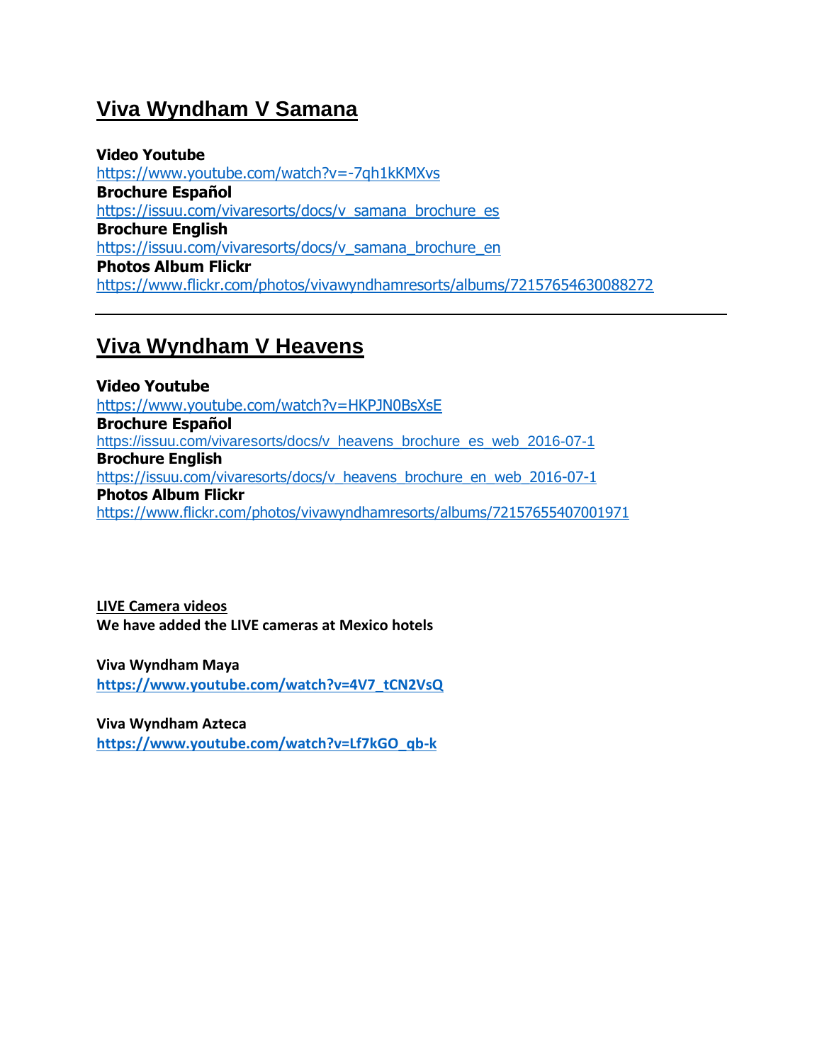## Viva Wyndham V Samana

**Video Youtube**
https://www.youtube.com/watch?v=-7qh1kKMXvs
**Brochure Español**
https://issuu.com/vivaresorts/docs/v_samana_brochure_es
**Brochure English**
https://issuu.com/vivaresorts/docs/v_samana_brochure_en
**Photos Album Flickr**
https://www.flickr.com/photos/vivawyndhamresorts/albums/72157654630088272

---

## Viva Wyndham V Heavens

**Video Youtube**
https://www.youtube.com/watch?v=HKPJN0BsXsE
**Brochure Español**
https://issuu.com/vivaresorts/docs/v_heavens_brochure_es_web_2016-07-1
**Brochure English**
https://issuu.com/vivaresorts/docs/v_heavens_brochure_en_web_2016-07-1
**Photos Album Flickr**
https://www.flickr.com/photos/vivawyndhamresorts/albums/72157655407001971

**LIVE Camera videos**
**We have added the LIVE cameras at Mexico hotels**

**Viva Wyndham Maya**
**https://www.youtube.com/watch?v=4V7_tCN2VsQ**

**Viva Wyndham Azteca**
**https://www.youtube.com/watch?v=Lf7kGO_qb-k**